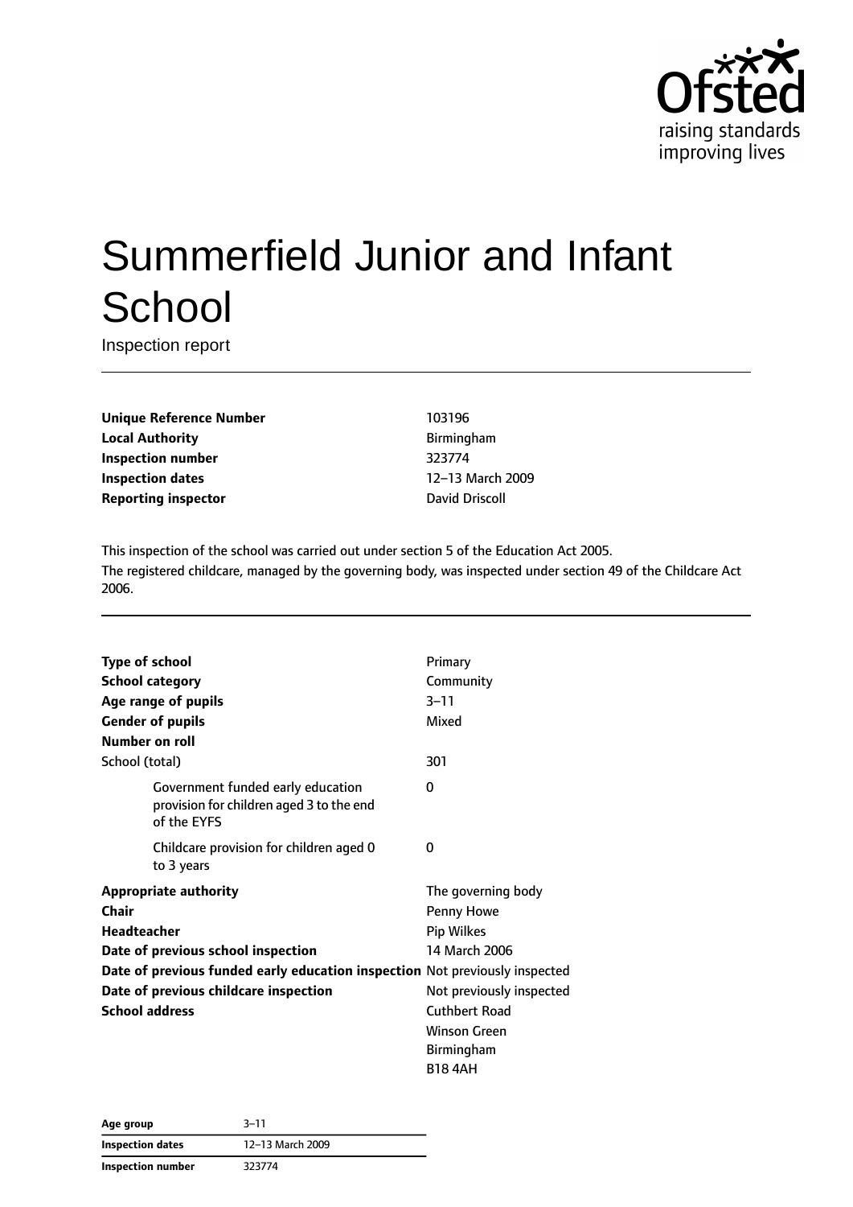# Summerfield Junior and Infant School

Inspection report

| | |
|---|---|
| **Unique Reference Number** | 103196 |
| **Local Authority** | Birmingham |
| **Inspection number** | 323774 |
| **Inspection dates** | 12–13 March 2009 |
| **Reporting inspector** | David Driscoll |

This inspection of the school was carried out under section 5 of the Education Act 2005.

The registered childcare, managed by the governing body, was inspected under section 49 of the Childcare Act 2006.

| | |
|---|---|
| **Type of school** | Primary |
| **School category** | Community |
| **Age range of pupils** | 3–11 |
| **Gender of pupils** | Mixed |
| **Number on roll** | |
| School (total) | 301 |
| Government funded early education provision for children aged 3 to the end of the EYFS | 0 |
| Childcare provision for children aged 0 to 3 years | 0 |
| **Appropriate authority** | The governing body |
| **Chair** | Penny Howe |
| **Headteacher** | Pip Wilkes |
| **Date of previous school inspection** | 14 March 2006 |
| **Date of previous funded early education inspection** | Not previously inspected |
| **Date of previous childcare inspection** | Not previously inspected |
| **School address** | Cuthbert Road<br>Winson Green<br>Birmingham<br>B18 4AH |

| | |
|---|---|
| **Age group** | 3–11 |
| **Inspection dates** | 12–13 March 2009 |
| **Inspection number** | 323774 |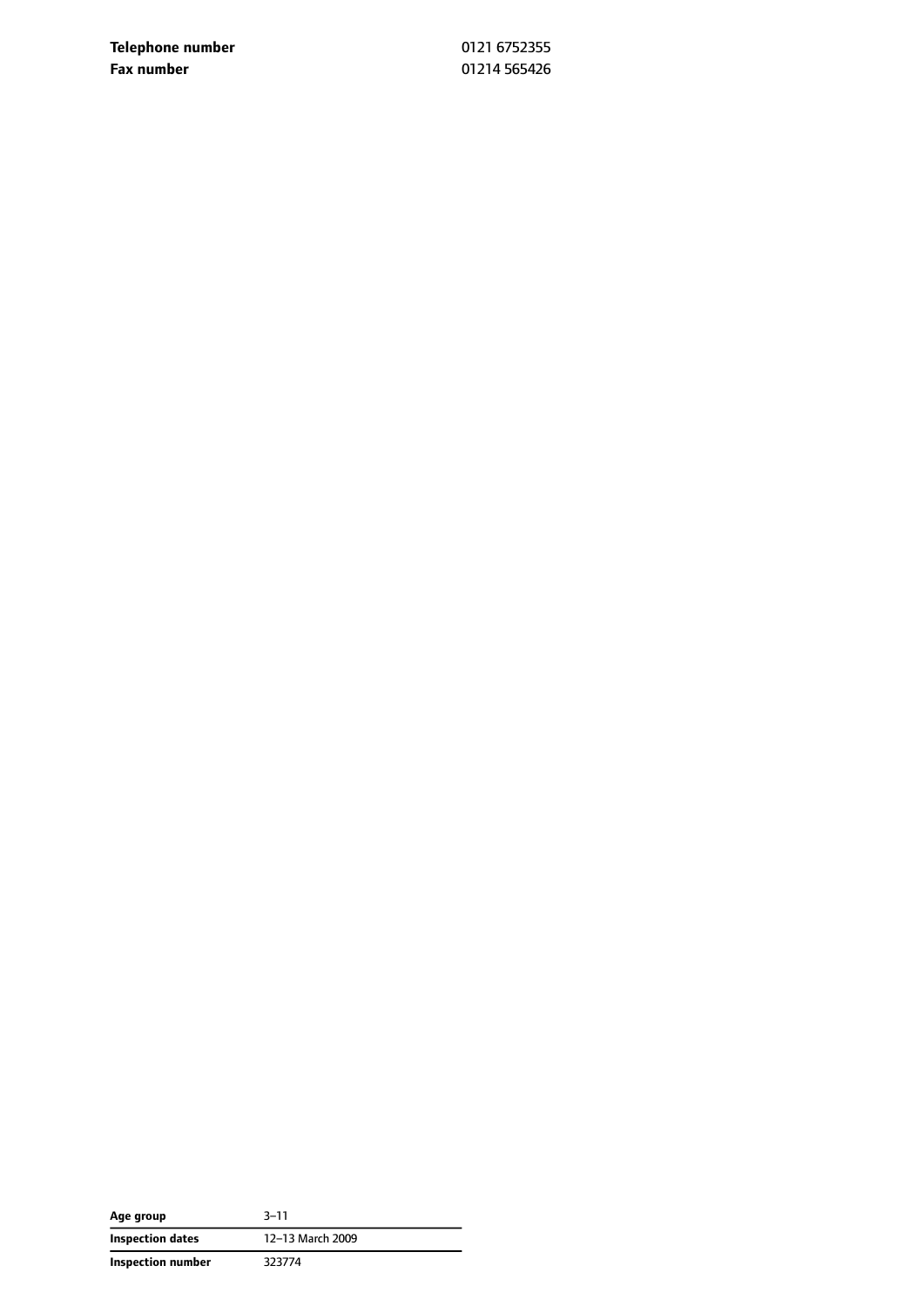| | |
|---|---|
| **Telephone number** | 0121 6752355 |
| **Fax number** | 01214 565426 |

| | |
|---|---|
| **Age group** | 3–11 |
| **Inspection dates** | 12–13 March 2009 |
| **Inspection number** | 323774 |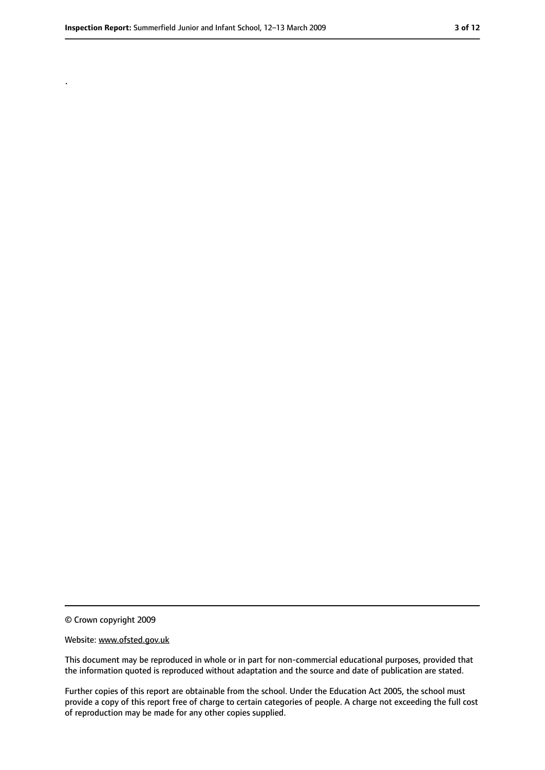.

© Crown copyright 2009

Website: www.ofsted.gov.uk

This document may be reproduced in whole or in part for non-commercial educational purposes, provided that the information quoted is reproduced without adaptation and the source and date of publication are stated.

Further copies of this report are obtainable from the school. Under the Education Act 2005, the school must provide a copy of this report free of charge to certain categories of people. A charge not exceeding the full cost of reproduction may be made for any other copies supplied.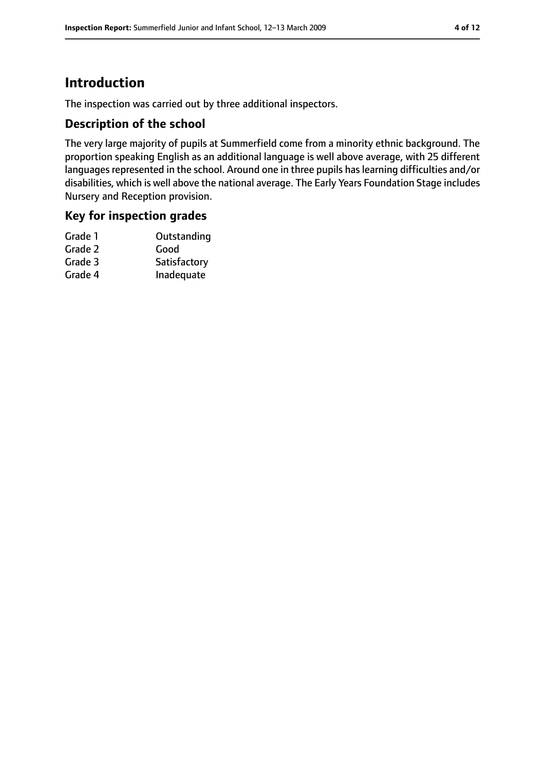# Introduction

The inspection was carried out by three additional inspectors.

## Description of the school

The very large majority of pupils at Summerfield come from a minority ethnic background. The proportion speaking English as an additional language is well above average, with 25 different languages represented in the school. Around one in three pupils has learning difficulties and/or disabilities, which is well above the national average. The Early Years Foundation Stage includes Nursery and Reception provision.

## Key for inspection grades

| | |
|---|---|
| Grade 1 | Outstanding |
| Grade 2 | Good |
| Grade 3 | Satisfactory |
| Grade 4 | Inadequate |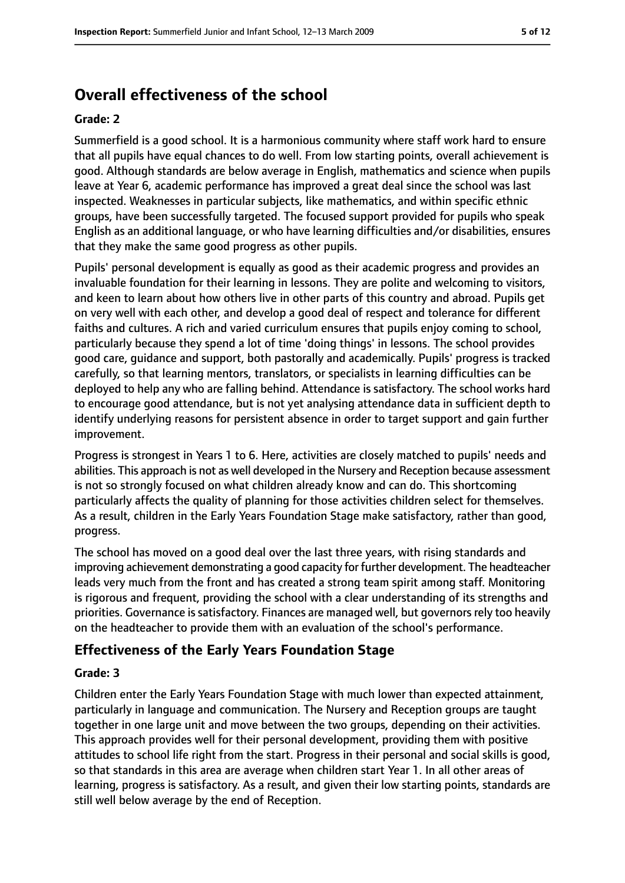# Overall effectiveness of the school

**Grade: 2**

Summerfield is a good school. It is a harmonious community where staff work hard to ensure that all pupils have equal chances to do well. From low starting points, overall achievement is good. Although standards are below average in English, mathematics and science when pupils leave at Year 6, academic performance has improved a great deal since the school was last inspected. Weaknesses in particular subjects, like mathematics, and within specific ethnic groups, have been successfully targeted. The focused support provided for pupils who speak English as an additional language, or who have learning difficulties and/or disabilities, ensures that they make the same good progress as other pupils.

Pupils' personal development is equally as good as their academic progress and provides an invaluable foundation for their learning in lessons. They are polite and welcoming to visitors, and keen to learn about how others live in other parts of this country and abroad. Pupils get on very well with each other, and develop a good deal of respect and tolerance for different faiths and cultures. A rich and varied curriculum ensures that pupils enjoy coming to school, particularly because they spend a lot of time 'doing things' in lessons. The school provides good care, guidance and support, both pastorally and academically. Pupils' progress is tracked carefully, so that learning mentors, translators, or specialists in learning difficulties can be deployed to help any who are falling behind. Attendance is satisfactory. The school works hard to encourage good attendance, but is not yet analysing attendance data in sufficient depth to identify underlying reasons for persistent absence in order to target support and gain further improvement.

Progress is strongest in Years 1 to 6. Here, activities are closely matched to pupils' needs and abilities. This approach is not as well developed in the Nursery and Reception because assessment is not so strongly focused on what children already know and can do. This shortcoming particularly affects the quality of planning for those activities children select for themselves. As a result, children in the Early Years Foundation Stage make satisfactory, rather than good, progress.

The school has moved on a good deal over the last three years, with rising standards and improving achievement demonstrating a good capacity for further development. The headteacher leads very much from the front and has created a strong team spirit among staff. Monitoring is rigorous and frequent, providing the school with a clear understanding of its strengths and priorities. Governance is satisfactory. Finances are managed well, but governors rely too heavily on the headteacher to provide them with an evaluation of the school's performance.

## Effectiveness of the Early Years Foundation Stage

**Grade: 3**

Children enter the Early Years Foundation Stage with much lower than expected attainment, particularly in language and communication. The Nursery and Reception groups are taught together in one large unit and move between the two groups, depending on their activities. This approach provides well for their personal development, providing them with positive attitudes to school life right from the start. Progress in their personal and social skills is good, so that standards in this area are average when children start Year 1. In all other areas of learning, progress is satisfactory. As a result, and given their low starting points, standards are still well below average by the end of Reception.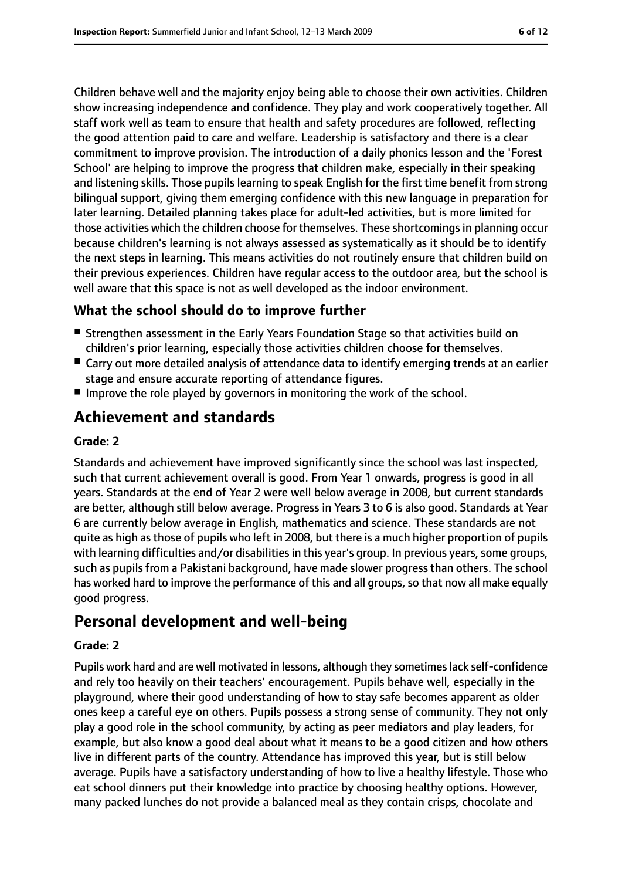Children behave well and the majority enjoy being able to choose their own activities. Children show increasing independence and confidence. They play and work cooperatively together. All staff work well as team to ensure that health and safety procedures are followed, reflecting the good attention paid to care and welfare. Leadership is satisfactory and there is a clear commitment to improve provision. The introduction of a daily phonics lesson and the 'Forest School' are helping to improve the progress that children make, especially in their speaking and listening skills. Those pupils learning to speak English for the first time benefit from strong bilingual support, giving them emerging confidence with this new language in preparation for later learning. Detailed planning takes place for adult-led activities, but is more limited for those activities which the children choose for themselves. These shortcomings in planning occur because children's learning is not always assessed as systematically as it should be to identify the next steps in learning. This means activities do not routinely ensure that children build on their previous experiences. Children have regular access to the outdoor area, but the school is well aware that this space is not as well developed as the indoor environment.

### What the school should do to improve further

- Strengthen assessment in the Early Years Foundation Stage so that activities build on children's prior learning, especially those activities children choose for themselves.
- Carry out more detailed analysis of attendance data to identify emerging trends at an earlier stage and ensure accurate reporting of attendance figures.
- Improve the role played by governors in monitoring the work of the school.

## Achievement and standards

#### Grade: 2

Standards and achievement have improved significantly since the school was last inspected, such that current achievement overall is good. From Year 1 onwards, progress is good in all years. Standards at the end of Year 2 were well below average in 2008, but current standards are better, although still below average. Progress in Years 3 to 6 is also good. Standards at Year 6 are currently below average in English, mathematics and science. These standards are not quite as high as those of pupils who left in 2008, but there is a much higher proportion of pupils with learning difficulties and/or disabilities in this year's group. In previous years, some groups, such as pupils from a Pakistani background, have made slower progress than others. The school has worked hard to improve the performance of this and all groups, so that now all make equally good progress.

## Personal development and well-being

#### Grade: 2

Pupils work hard and are well motivated in lessons, although they sometimes lack self-confidence and rely too heavily on their teachers' encouragement. Pupils behave well, especially in the playground, where their good understanding of how to stay safe becomes apparent as older ones keep a careful eye on others. Pupils possess a strong sense of community. They not only play a good role in the school community, by acting as peer mediators and play leaders, for example, but also know a good deal about what it means to be a good citizen and how others live in different parts of the country. Attendance has improved this year, but is still below average. Pupils have a satisfactory understanding of how to live a healthy lifestyle. Those who eat school dinners put their knowledge into practice by choosing healthy options. However, many packed lunches do not provide a balanced meal as they contain crisps, chocolate and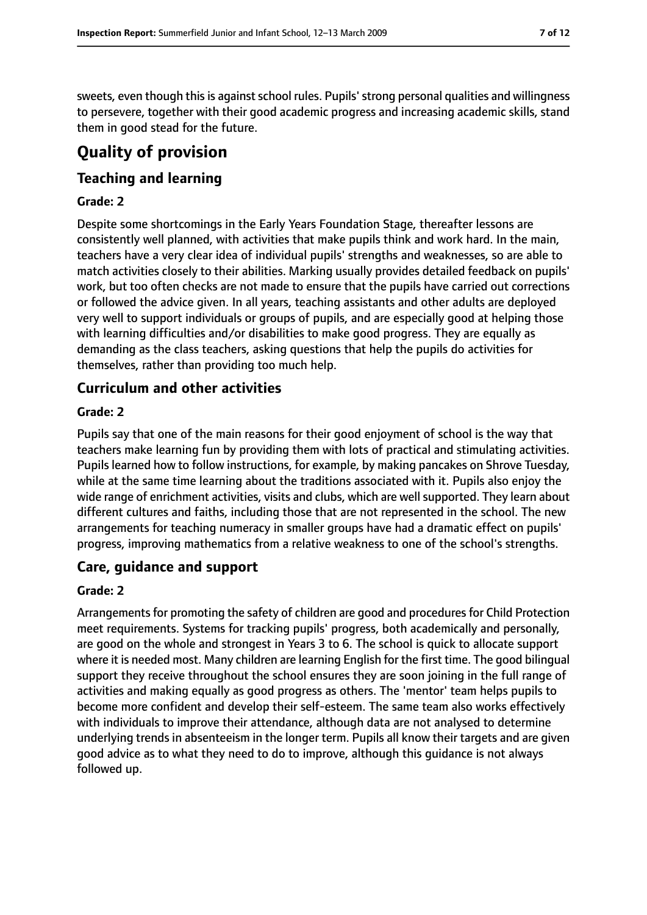sweets, even though this is against school rules. Pupils' strong personal qualities and willingness to persevere, together with their good academic progress and increasing academic skills, stand them in good stead for the future.

# Quality of provision

## Teaching and learning

**Grade: 2**

Despite some shortcomings in the Early Years Foundation Stage, thereafter lessons are consistently well planned, with activities that make pupils think and work hard. In the main, teachers have a very clear idea of individual pupils' strengths and weaknesses, so are able to match activities closely to their abilities. Marking usually provides detailed feedback on pupils' work, but too often checks are not made to ensure that the pupils have carried out corrections or followed the advice given. In all years, teaching assistants and other adults are deployed very well to support individuals or groups of pupils, and are especially good at helping those with learning difficulties and/or disabilities to make good progress. They are equally as demanding as the class teachers, asking questions that help the pupils do activities for themselves, rather than providing too much help.

## Curriculum and other activities

**Grade: 2**

Pupils say that one of the main reasons for their good enjoyment of school is the way that teachers make learning fun by providing them with lots of practical and stimulating activities. Pupils learned how to follow instructions, for example, by making pancakes on Shrove Tuesday, while at the same time learning about the traditions associated with it. Pupils also enjoy the wide range of enrichment activities, visits and clubs, which are well supported. They learn about different cultures and faiths, including those that are not represented in the school. The new arrangements for teaching numeracy in smaller groups have had a dramatic effect on pupils' progress, improving mathematics from a relative weakness to one of the school's strengths.

## Care, guidance and support

**Grade: 2**

Arrangements for promoting the safety of children are good and procedures for Child Protection meet requirements. Systems for tracking pupils' progress, both academically and personally, are good on the whole and strongest in Years 3 to 6. The school is quick to allocate support where it is needed most. Many children are learning English for the first time. The good bilingual support they receive throughout the school ensures they are soon joining in the full range of activities and making equally as good progress as others. The 'mentor' team helps pupils to become more confident and develop their self-esteem. The same team also works effectively with individuals to improve their attendance, although data are not analysed to determine underlying trends in absenteeism in the longer term. Pupils all know their targets and are given good advice as to what they need to do to improve, although this guidance is not always followed up.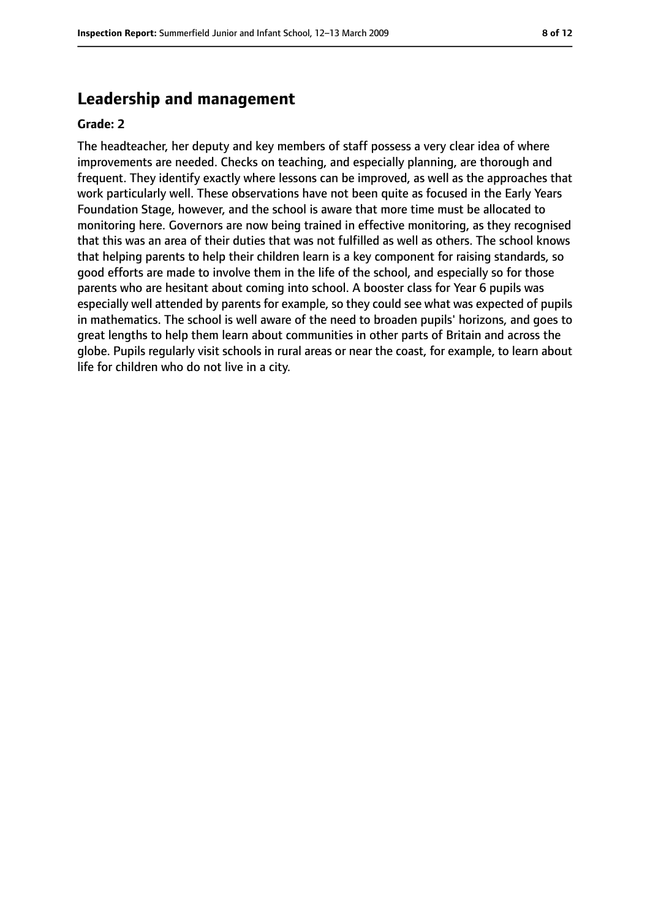## Leadership and management

**Grade: 2**

The headteacher, her deputy and key members of staff possess a very clear idea of where improvements are needed. Checks on teaching, and especially planning, are thorough and frequent. They identify exactly where lessons can be improved, as well as the approaches that work particularly well. These observations have not been quite as focused in the Early Years Foundation Stage, however, and the school is aware that more time must be allocated to monitoring here. Governors are now being trained in effective monitoring, as they recognised that this was an area of their duties that was not fulfilled as well as others. The school knows that helping parents to help their children learn is a key component for raising standards, so good efforts are made to involve them in the life of the school, and especially so for those parents who are hesitant about coming into school. A booster class for Year 6 pupils was especially well attended by parents for example, so they could see what was expected of pupils in mathematics. The school is well aware of the need to broaden pupils' horizons, and goes to great lengths to help them learn about communities in other parts of Britain and across the globe. Pupils regularly visit schools in rural areas or near the coast, for example, to learn about life for children who do not live in a city.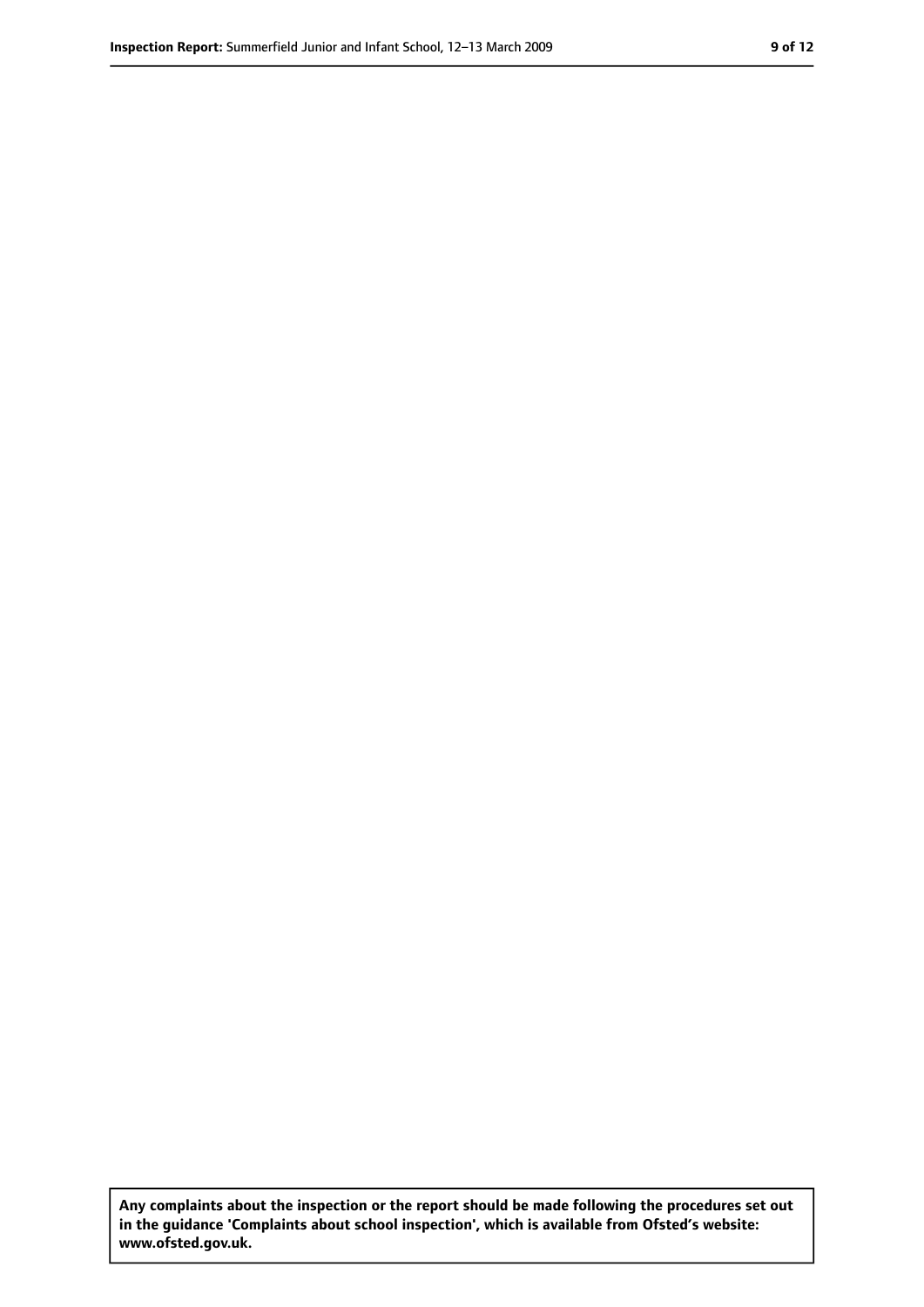**Any complaints about the inspection or the report should be made following the procedures set out in the guidance 'Complaints about school inspection', which is available from Ofsted's website: www.ofsted.gov.uk.**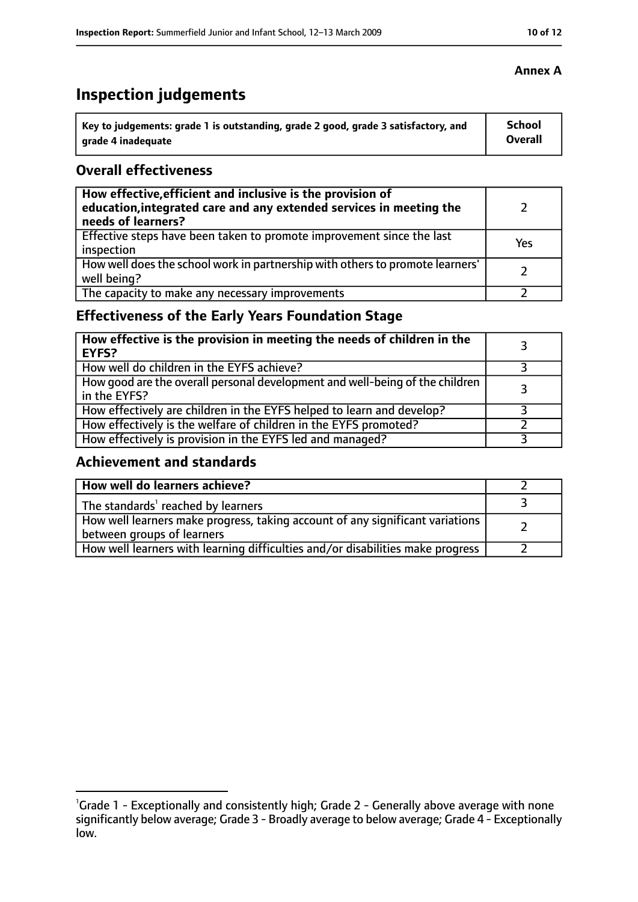**Annex A**

# Inspection judgements

| Key to judgements: grade 1 is outstanding, grade 2 good, grade 3 satisfactory, and grade 4 inadequate | School Overall |
|---|---|

## Overall effectiveness

| | |
|---|---|
| **How effective, efficient and inclusive is the provision of education, integrated care and any extended services in meeting the needs of learners?** | 2 |
| Effective steps have been taken to promote improvement since the last inspection | Yes |
| How well does the school work in partnership with others to promote learners' well being? | 2 |
| The capacity to make any necessary improvements | 2 |

## Effectiveness of the Early Years Foundation Stage

| | |
|---|---|
| **How effective is the provision in meeting the needs of children in the EYFS?** | 3 |
| How well do children in the EYFS achieve? | 3 |
| How good are the overall personal development and well-being of the children in the EYFS? | 3 |
| How effectively are children in the EYFS helped to learn and develop? | 3 |
| How effectively is the welfare of children in the EYFS promoted? | 2 |
| How effectively is provision in the EYFS led and managed? | 3 |

## Achievement and standards

| | |
|---|---|
| **How well do learners achieve?** | 2 |
| The standards[1] reached by learners | 3 |
| How well learners make progress, taking account of any significant variations between groups of learners | 2 |
| How well learners with learning difficulties and/or disabilities make progress | 2 |

[1]Grade 1 - Exceptionally and consistently high; Grade 2 - Generally above average with none significantly below average; Grade 3 - Broadly average to below average; Grade 4 - Exceptionally low.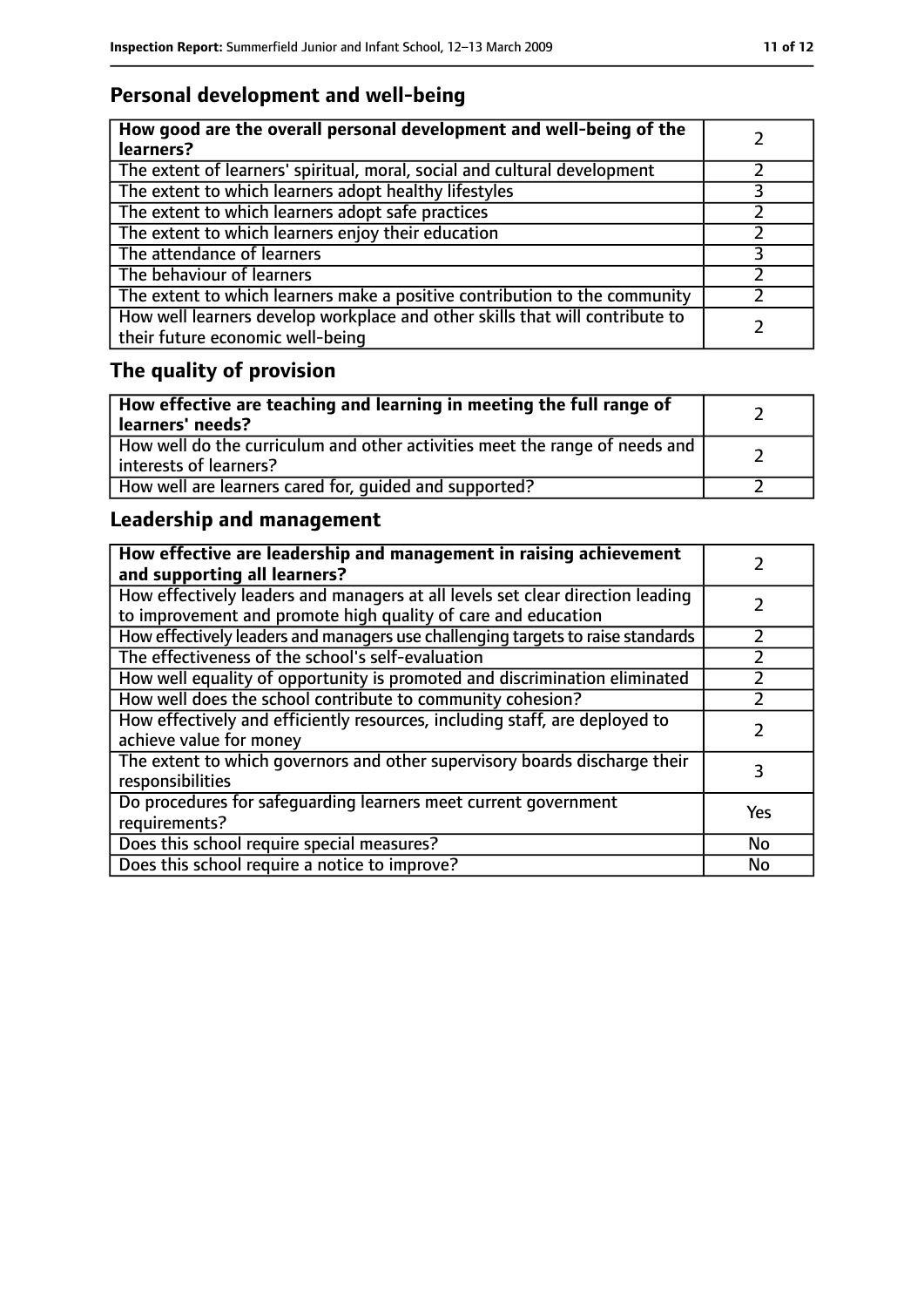## Personal development and well-being

| How good are the overall personal development and well-being of the learners? | 2 |
| --- | --- |
| The extent of learners' spiritual, moral, social and cultural development | 2 |
| The extent to which learners adopt healthy lifestyles | 3 |
| The extent to which learners adopt safe practices | 2 |
| The extent to which learners enjoy their education | 2 |
| The attendance of learners | 3 |
| The behaviour of learners | 2 |
| The extent to which learners make a positive contribution to the community | 2 |
| How well learners develop workplace and other skills that will contribute to their future economic well-being | 2 |

## The quality of provision

| How effective are teaching and learning in meeting the full range of learners' needs? | 2 |
| --- | --- |
| How well do the curriculum and other activities meet the range of needs and interests of learners? | 2 |
| How well are learners cared for, guided and supported? | 2 |

## Leadership and management

| How effective are leadership and management in raising achievement and supporting all learners? | 2 |
| --- | --- |
| How effectively leaders and managers at all levels set clear direction leading to improvement and promote high quality of care and education | 2 |
| How effectively leaders and managers use challenging targets to raise standards | 2 |
| The effectiveness of the school's self-evaluation | 2 |
| How well equality of opportunity is promoted and discrimination eliminated | 2 |
| How well does the school contribute to community cohesion? | 2 |
| How effectively and efficiently resources, including staff, are deployed to achieve value for money | 2 |
| The extent to which governors and other supervisory boards discharge their responsibilities | 3 |
| Do procedures for safeguarding learners meet current government requirements? | Yes |
| Does this school require special measures? | No |
| Does this school require a notice to improve? | No |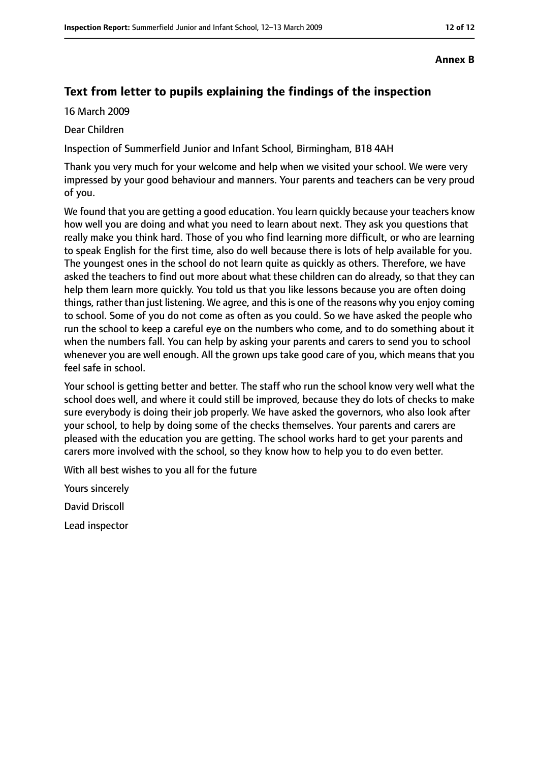**Annex B**

## Text from letter to pupils explaining the findings of the inspection

16 March 2009

Dear Children

Inspection of Summerfield Junior and Infant School, Birmingham, B18 4AH

Thank you very much for your welcome and help when we visited your school. We were very impressed by your good behaviour and manners. Your parents and teachers can be very proud of you.

We found that you are getting a good education. You learn quickly because your teachers know how well you are doing and what you need to learn about next. They ask you questions that really make you think hard. Those of you who find learning more difficult, or who are learning to speak English for the first time, also do well because there is lots of help available for you. The youngest ones in the school do not learn quite as quickly as others. Therefore, we have asked the teachers to find out more about what these children can do already, so that they can help them learn more quickly. You told us that you like lessons because you are often doing things, rather than just listening. We agree, and this is one of the reasons why you enjoy coming to school. Some of you do not come as often as you could. So we have asked the people who run the school to keep a careful eye on the numbers who come, and to do something about it when the numbers fall. You can help by asking your parents and carers to send you to school whenever you are well enough. All the grown ups take good care of you, which means that you feel safe in school.

Your school is getting better and better. The staff who run the school know very well what the school does well, and where it could still be improved, because they do lots of checks to make sure everybody is doing their job properly. We have asked the governors, who also look after your school, to help by doing some of the checks themselves. Your parents and carers are pleased with the education you are getting. The school works hard to get your parents and carers more involved with the school, so they know how to help you to do even better.

With all best wishes to you all for the future

Yours sincerely

David Driscoll

Lead inspector